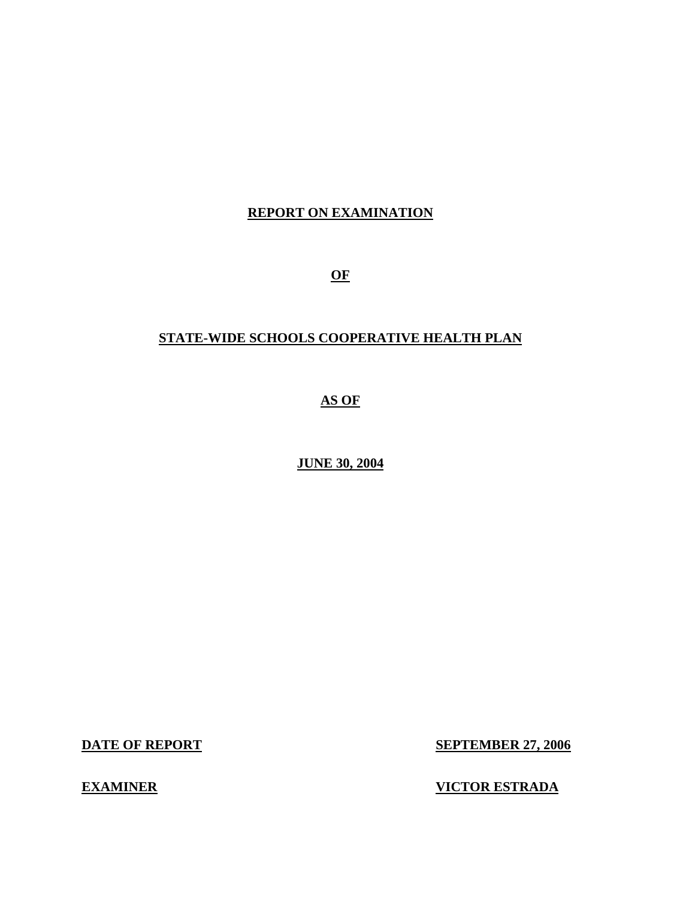# REPORT ON EXAMINATION

# OF

# STATE-WIDE SCHOOLS COOPERATIVE HEALTH PLAN

# AS OF

# JUNE 30, 2004

| | |
|---|---|
| **DATE OF REPORT** | **SEPTEMBER 27, 2006** |
| **EXAMINER** | **VICTOR ESTRADA** |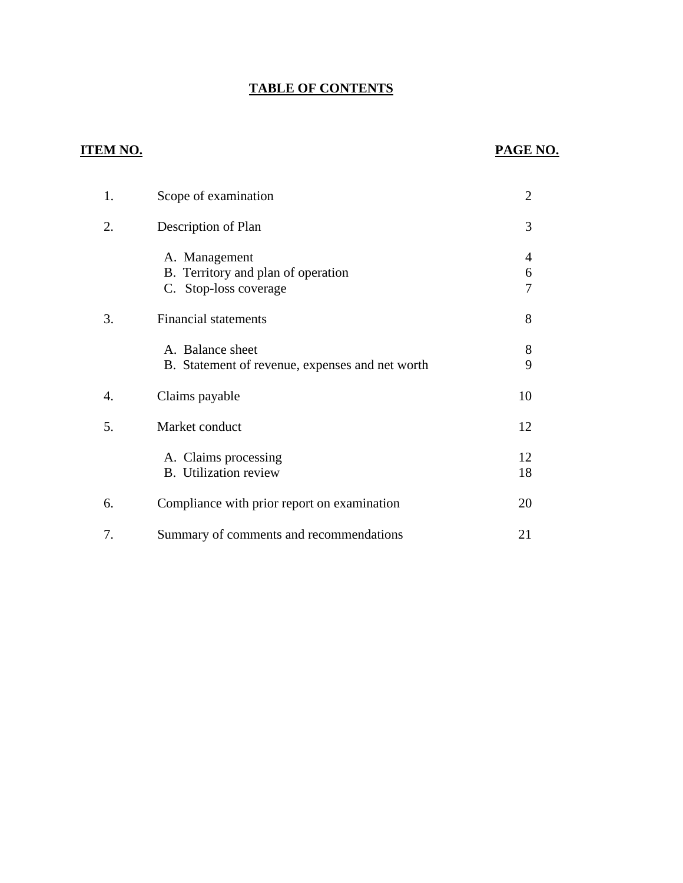# TABLE OF CONTENTS

| ITEM NO. | | PAGE NO. |
|---|---|---|
| 1. | Scope of examination | 2 |
| 2. | Description of Plan | 3 |
| | A. Management | 4 |
| | B. Territory and plan of operation | 6 |
| | C. Stop-loss coverage | 7 |
| 3. | Financial statements | 8 |
| | A. Balance sheet | 8 |
| | B. Statement of revenue, expenses and net worth | 9 |
| 4. | Claims payable | 10 |
| 5. | Market conduct | 12 |
| | A. Claims processing | 12 |
| | B. Utilization review | 18 |
| 6. | Compliance with prior report on examination | 20 |
| 7. | Summary of comments and recommendations | 21 |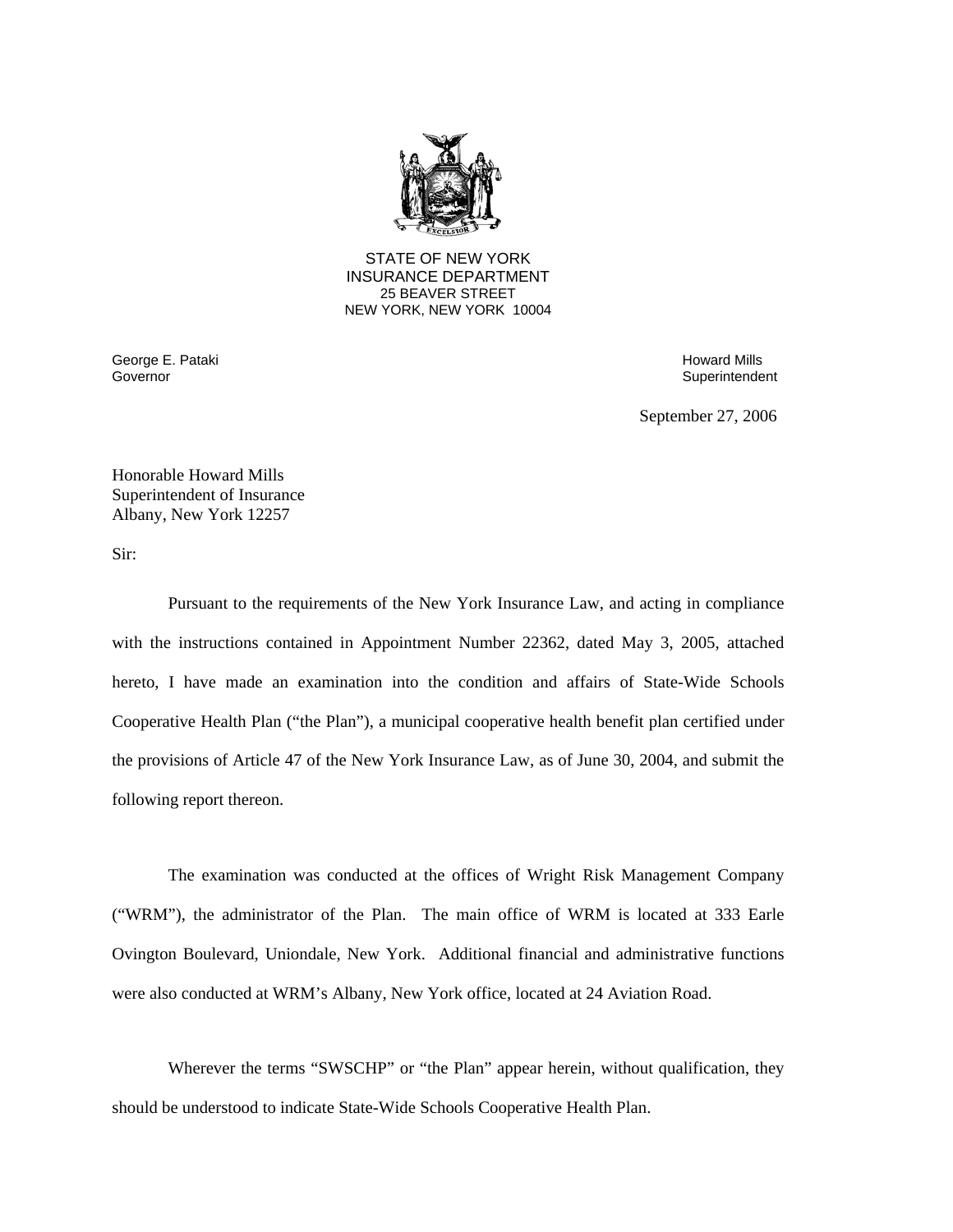STATE OF NEW YORK
INSURANCE DEPARTMENT
25 BEAVER STREET
NEW YORK, NEW YORK 10004

George E. Pataki
Governor

Howard Mills
Superintendent

September 27, 2006

Honorable Howard Mills
Superintendent of Insurance
Albany, New York 12257

Sir:

Pursuant to the requirements of the New York Insurance Law, and acting in compliance with the instructions contained in Appointment Number 22362, dated May 3, 2005, attached hereto, I have made an examination into the condition and affairs of State-Wide Schools Cooperative Health Plan ("the Plan"), a municipal cooperative health benefit plan certified under the provisions of Article 47 of the New York Insurance Law, as of June 30, 2004, and submit the following report thereon.

The examination was conducted at the offices of Wright Risk Management Company ("WRM"), the administrator of the Plan. The main office of WRM is located at 333 Earle Ovington Boulevard, Uniondale, New York. Additional financial and administrative functions were also conducted at WRM's Albany, New York office, located at 24 Aviation Road.

Wherever the terms "SWSCHP" or "the Plan" appear herein, without qualification, they should be understood to indicate State-Wide Schools Cooperative Health Plan.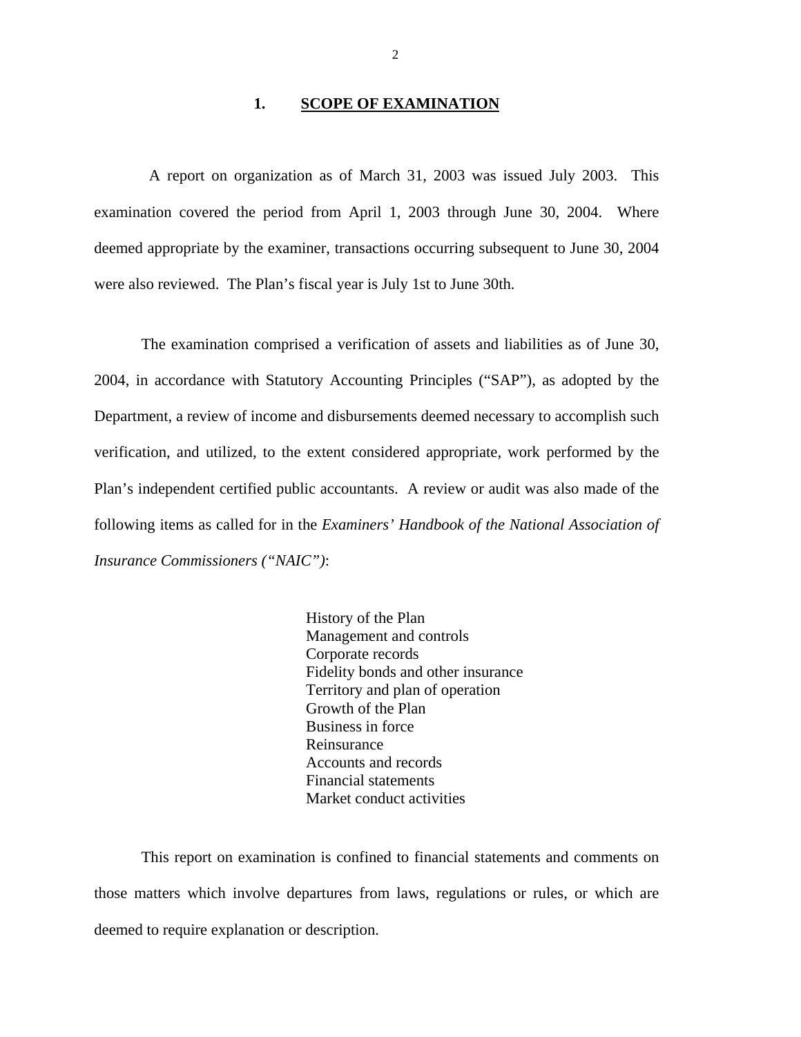## 1. SCOPE OF EXAMINATION

A report on organization as of March 31, 2003 was issued July 2003. This examination covered the period from April 1, 2003 through June 30, 2004. Where deemed appropriate by the examiner, transactions occurring subsequent to June 30, 2004 were also reviewed. The Plan's fiscal year is July 1st to June 30th.

The examination comprised a verification of assets and liabilities as of June 30, 2004, in accordance with Statutory Accounting Principles ("SAP"), as adopted by the Department, a review of income and disbursements deemed necessary to accomplish such verification, and utilized, to the extent considered appropriate, work performed by the Plan's independent certified public accountants. A review or audit was also made of the following items as called for in the *Examiners' Handbook of the National Association of Insurance Commissioners ("NAIC")*:

- History of the Plan
- Management and controls
- Corporate records
- Fidelity bonds and other insurance
- Territory and plan of operation
- Growth of the Plan
- Business in force
- Reinsurance
- Accounts and records
- Financial statements
- Market conduct activities

This report on examination is confined to financial statements and comments on those matters which involve departures from laws, regulations or rules, or which are deemed to require explanation or description.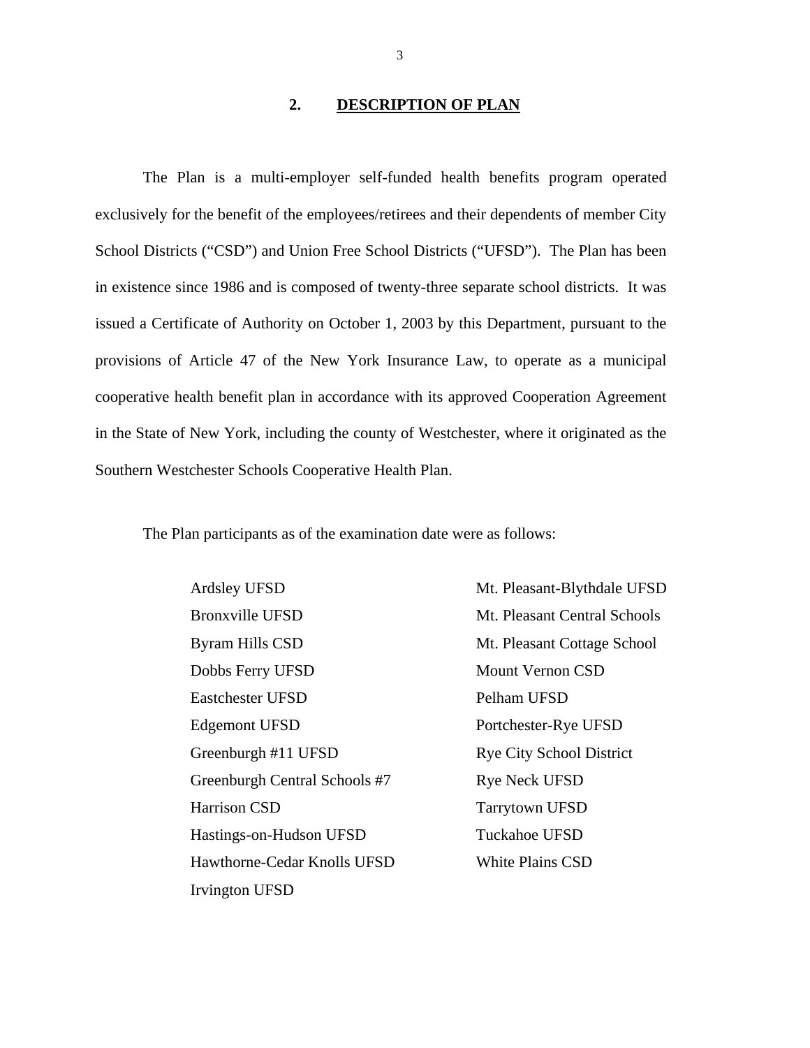## 2. DESCRIPTION OF PLAN

The Plan is a multi-employer self-funded health benefits program operated exclusively for the benefit of the employees/retirees and their dependents of member City School Districts ("CSD") and Union Free School Districts ("UFSD"). The Plan has been in existence since 1986 and is composed of twenty-three separate school districts. It was issued a Certificate of Authority on October 1, 2003 by this Department, pursuant to the provisions of Article 47 of the New York Insurance Law, to operate as a municipal cooperative health benefit plan in accordance with its approved Cooperation Agreement in the State of New York, including the county of Westchester, where it originated as the Southern Westchester Schools Cooperative Health Plan.

The Plan participants as of the examination date were as follows:

- Ardsley UFSD
- Bronxville UFSD
- Byram Hills CSD
- Dobbs Ferry UFSD
- Eastchester UFSD
- Edgemont UFSD
- Greenburgh #11 UFSD
- Greenburgh Central Schools #7
- Harrison CSD
- Hastings-on-Hudson UFSD
- Hawthorne-Cedar Knolls UFSD
- Irvington UFSD
- Mt. Pleasant-Blythdale UFSD
- Mt. Pleasant Central Schools
- Mt. Pleasant Cottage School
- Mount Vernon CSD
- Pelham UFSD
- Portchester-Rye UFSD
- Rye City School District
- Rye Neck UFSD
- Tarrytown UFSD
- Tuckahoe UFSD
- White Plains CSD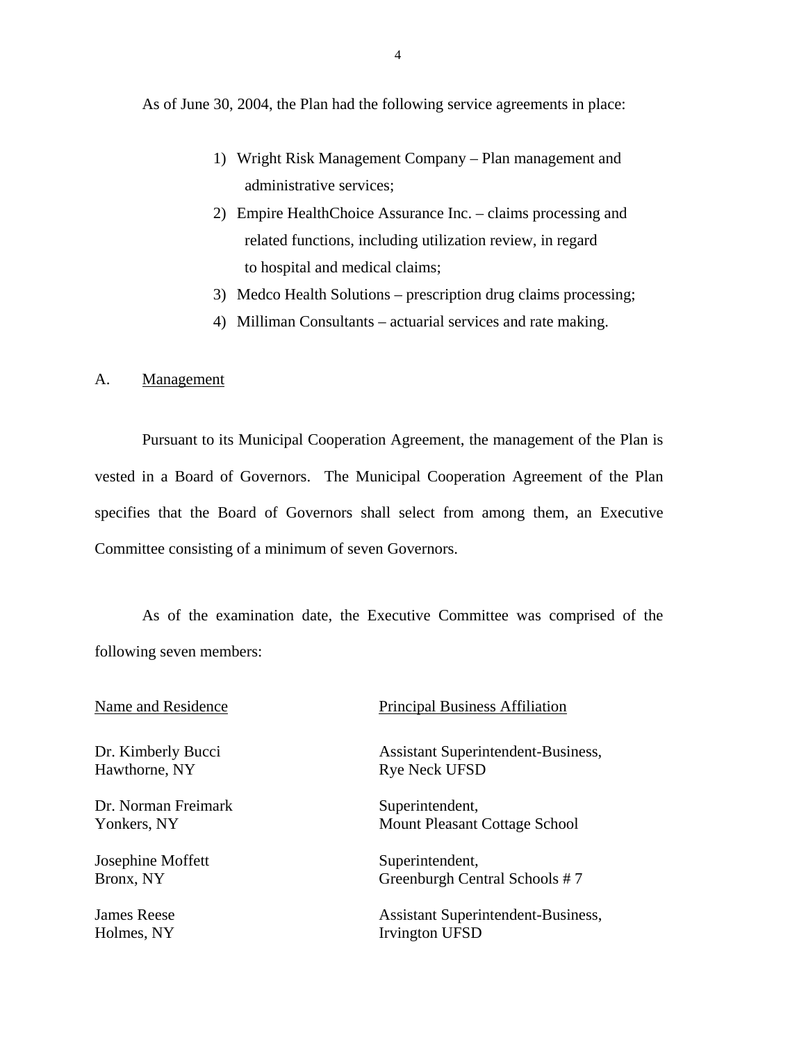As of June 30, 2004, the Plan had the following service agreements in place:

1) Wright Risk Management Company – Plan management and administrative services;
2) Empire HealthChoice Assurance Inc. – claims processing and related functions, including utilization review, in regard to hospital and medical claims;
3) Medco Health Solutions – prescription drug claims processing;
4) Milliman Consultants – actuarial services and rate making.

## A. Management

Pursuant to its Municipal Cooperation Agreement, the management of the Plan is vested in a Board of Governors. The Municipal Cooperation Agreement of the Plan specifies that the Board of Governors shall select from among them, an Executive Committee consisting of a minimum of seven Governors.

As of the examination date, the Executive Committee was comprised of the following seven members:

| Name and Residence | Principal Business Affiliation |
|---|---|
| Dr. Kimberly Bucci<br>Hawthorne, NY | Assistant Superintendent-Business,<br>Rye Neck UFSD |
| Dr. Norman Freimark<br>Yonkers, NY | Superintendent,<br>Mount Pleasant Cottage School |
| Josephine Moffett<br>Bronx, NY | Superintendent,<br>Greenburgh Central Schools # 7 |
| James Reese<br>Holmes, NY | Assistant Superintendent-Business,<br>Irvington UFSD |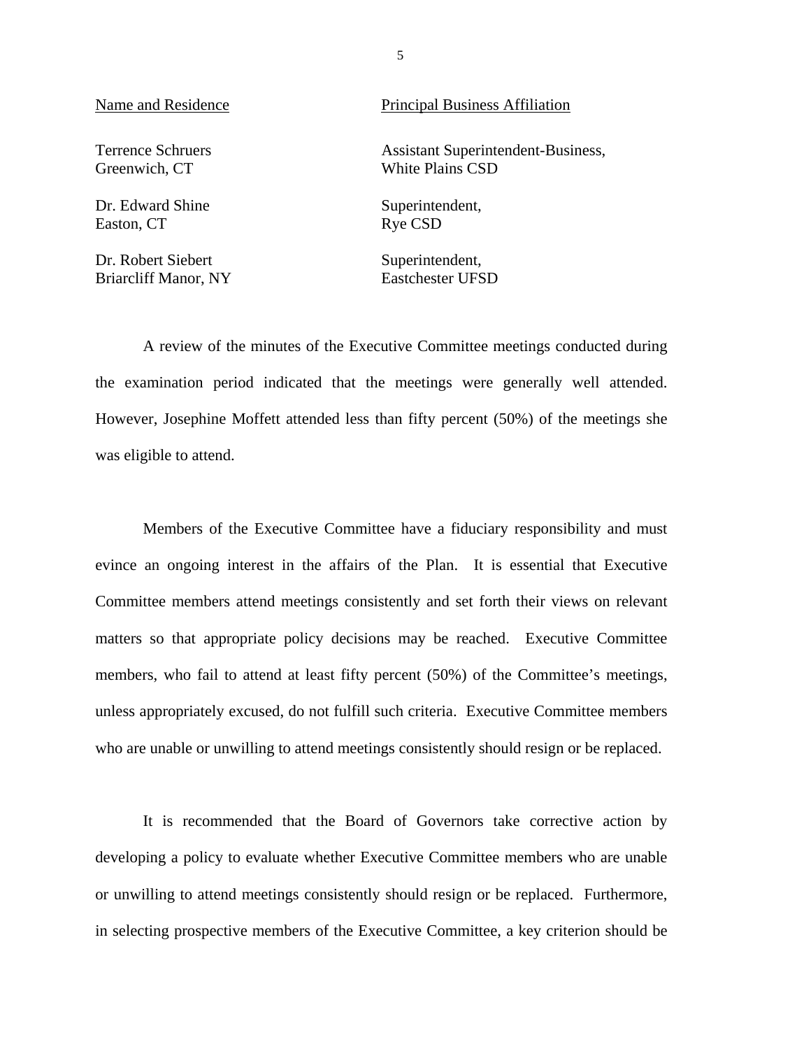| Name and Residence | Principal Business Affiliation |
| --- | --- |
| Terrence Schruers<br>Greenwich, CT | Assistant Superintendent-Business,<br>White Plains CSD |
| Dr. Edward Shine<br>Easton, CT | Superintendent,<br>Rye CSD |
| Dr. Robert Siebert<br>Briarcliff Manor, NY | Superintendent,<br>Eastchester UFSD |

A review of the minutes of the Executive Committee meetings conducted during the examination period indicated that the meetings were generally well attended. However, Josephine Moffett attended less than fifty percent (50%) of the meetings she was eligible to attend.

Members of the Executive Committee have a fiduciary responsibility and must evince an ongoing interest in the affairs of the Plan. It is essential that Executive Committee members attend meetings consistently and set forth their views on relevant matters so that appropriate policy decisions may be reached. Executive Committee members, who fail to attend at least fifty percent (50%) of the Committee's meetings, unless appropriately excused, do not fulfill such criteria. Executive Committee members who are unable or unwilling to attend meetings consistently should resign or be replaced.

It is recommended that the Board of Governors take corrective action by developing a policy to evaluate whether Executive Committee members who are unable or unwilling to attend meetings consistently should resign or be replaced. Furthermore, in selecting prospective members of the Executive Committee, a key criterion should be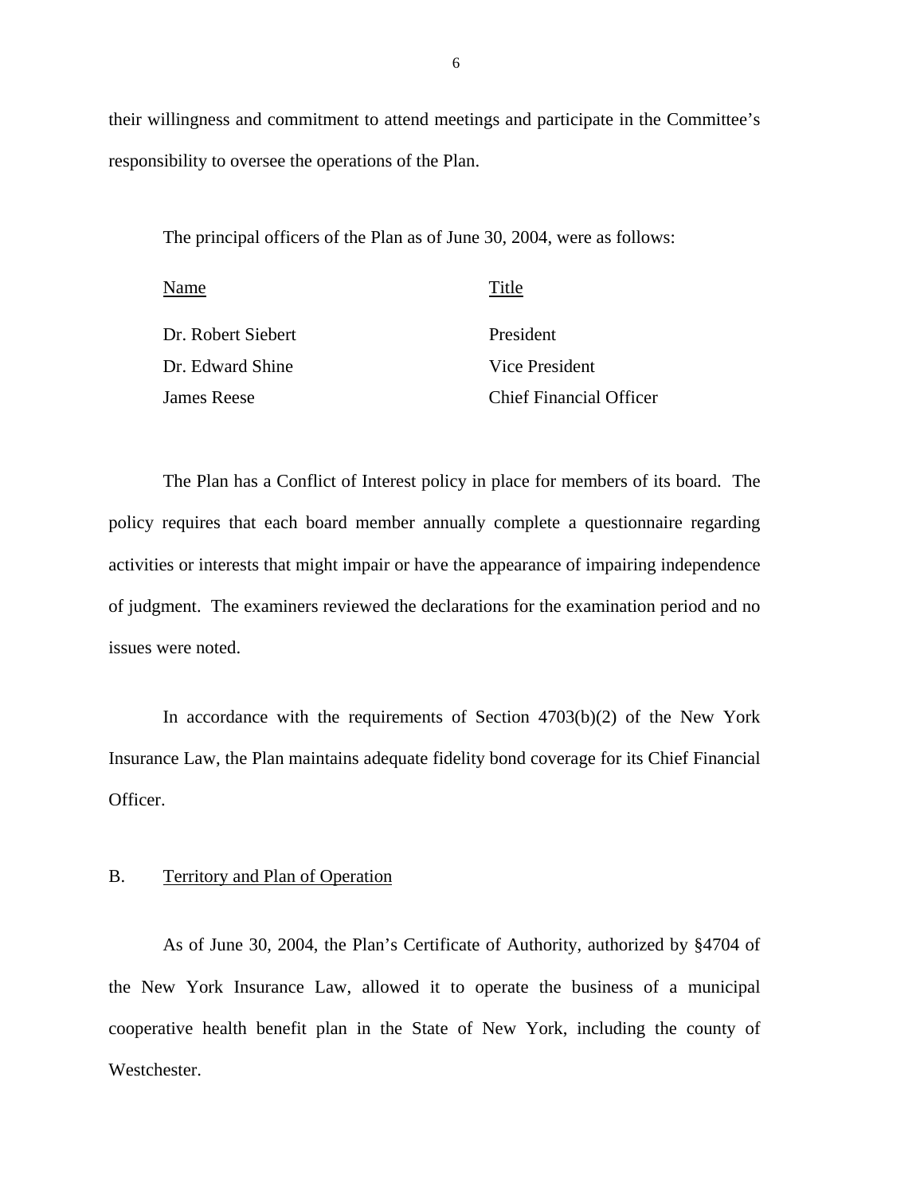their willingness and commitment to attend meetings and participate in the Committee's responsibility to oversee the operations of the Plan.

The principal officers of the Plan as of June 30, 2004, were as follows:

| Name | Title |
|---|---|
| Dr. Robert Siebert | President |
| Dr. Edward Shine | Vice President |
| James Reese | Chief Financial Officer |

The Plan has a Conflict of Interest policy in place for members of its board. The policy requires that each board member annually complete a questionnaire regarding activities or interests that might impair or have the appearance of impairing independence of judgment. The examiners reviewed the declarations for the examination period and no issues were noted.

In accordance with the requirements of Section 4703(b)(2) of the New York Insurance Law, the Plan maintains adequate fidelity bond coverage for its Chief Financial Officer.

## B. Territory and Plan of Operation

As of June 30, 2004, the Plan's Certificate of Authority, authorized by §4704 of the New York Insurance Law, allowed it to operate the business of a municipal cooperative health benefit plan in the State of New York, including the county of Westchester.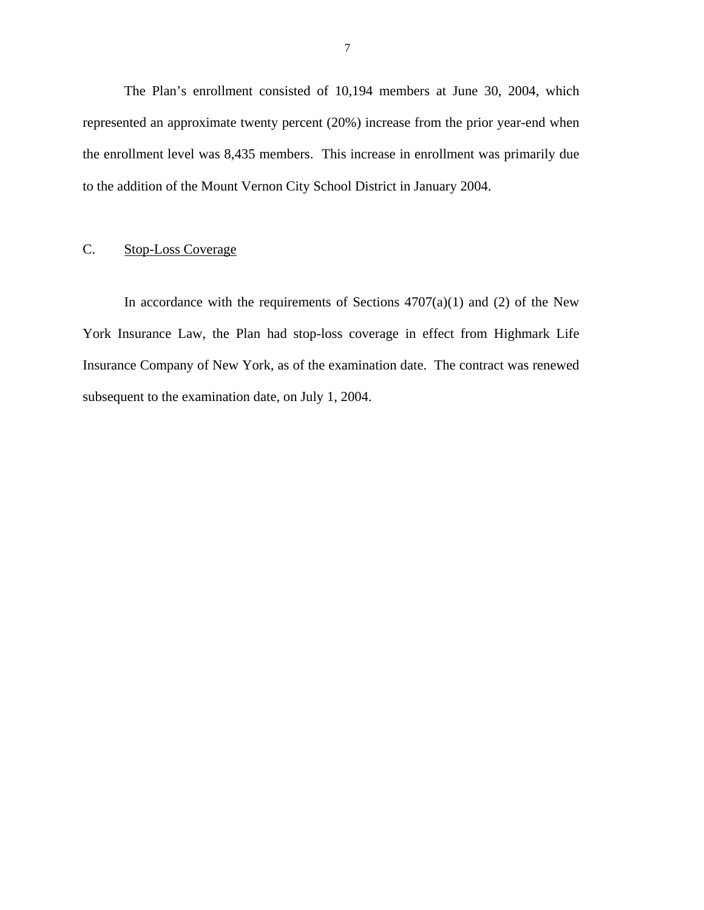The Plan's enrollment consisted of 10,194 members at June 30, 2004, which represented an approximate twenty percent (20%) increase from the prior year-end when the enrollment level was 8,435 members. This increase in enrollment was primarily due to the addition of the Mount Vernon City School District in January 2004.

## C. Stop-Loss Coverage

In accordance with the requirements of Sections 4707(a)(1) and (2) of the New York Insurance Law, the Plan had stop-loss coverage in effect from Highmark Life Insurance Company of New York, as of the examination date. The contract was renewed subsequent to the examination date, on July 1, 2004.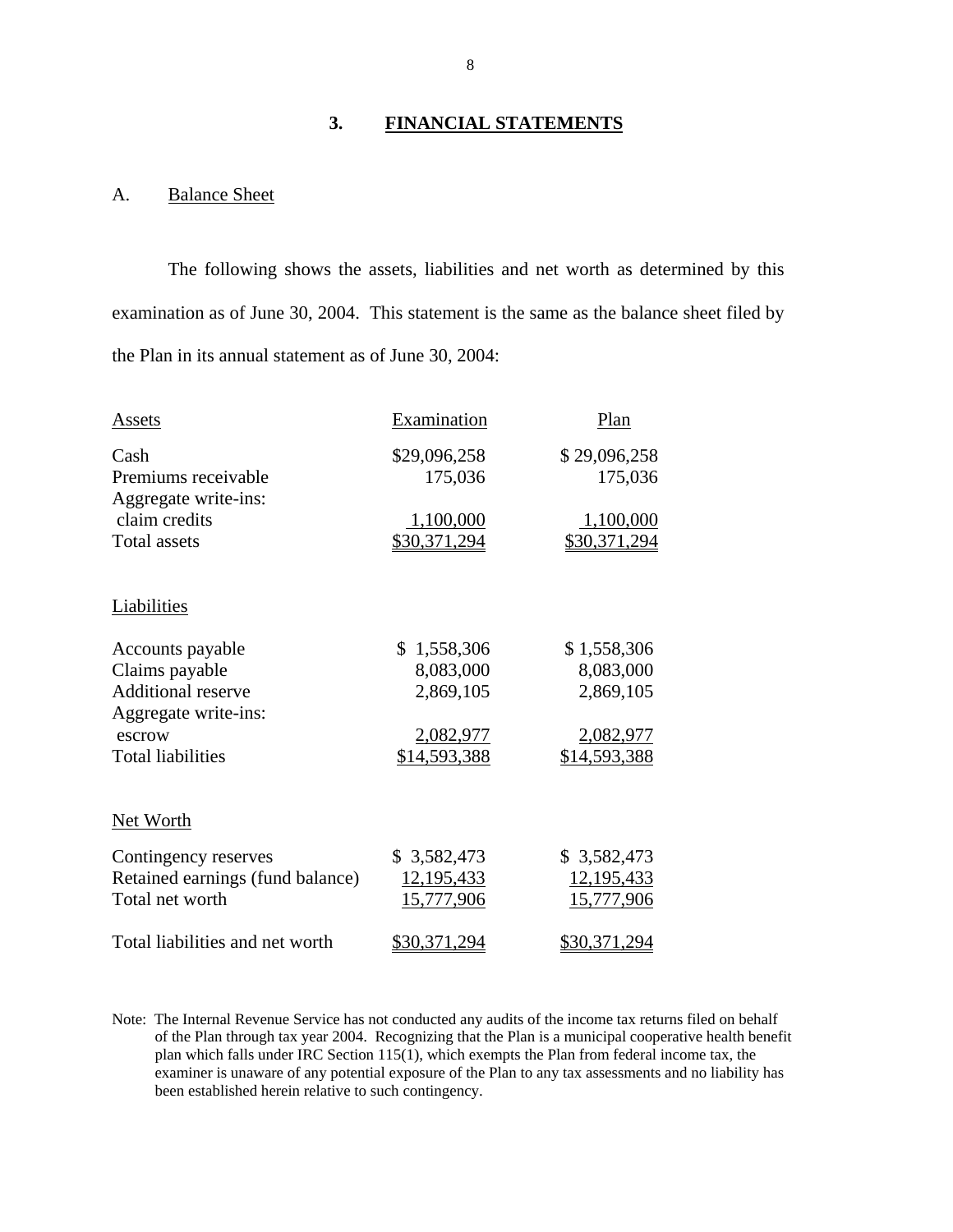## 3. FINANCIAL STATEMENTS

### A. Balance Sheet

The following shows the assets, liabilities and net worth as determined by this examination as of June 30, 2004. This statement is the same as the balance sheet filed by the Plan in its annual statement as of June 30, 2004:

| Assets | Examination | Plan |
|---|---|---|
| Cash | $29,096,258 | $ 29,096,258 |
| Premiums receivable | 175,036 | 175,036 |
| Aggregate write-ins: | | |
| claim credits | 1,100,000 | 1,100,000 |
| Total assets | $30,371,294 | $30,371,294 |
| | | |
| Liabilities | | |
| Accounts payable | $ 1,558,306 | $ 1,558,306 |
| Claims payable | 8,083,000 | 8,083,000 |
| Additional reserve | 2,869,105 | 2,869,105 |
| Aggregate write-ins: | | |
| escrow | 2,082,977 | 2,082,977 |
| Total liabilities | $14,593,388 | $14,593,388 |
| | | |
| Net Worth | | |
| Contingency reserves | $ 3,582,473 | $ 3,582,473 |
| Retained earnings (fund balance) | 12,195,433 | 12,195,433 |
| Total net worth | 15,777,906 | 15,777,906 |
| | | |
| Total liabilities and net worth | $30,371,294 | $30,371,294 |

Note: The Internal Revenue Service has not conducted any audits of the income tax returns filed on behalf of the Plan through tax year 2004. Recognizing that the Plan is a municipal cooperative health benefit plan which falls under IRC Section 115(1), which exempts the Plan from federal income tax, the examiner is unaware of any potential exposure of the Plan to any tax assessments and no liability has been established herein relative to such contingency.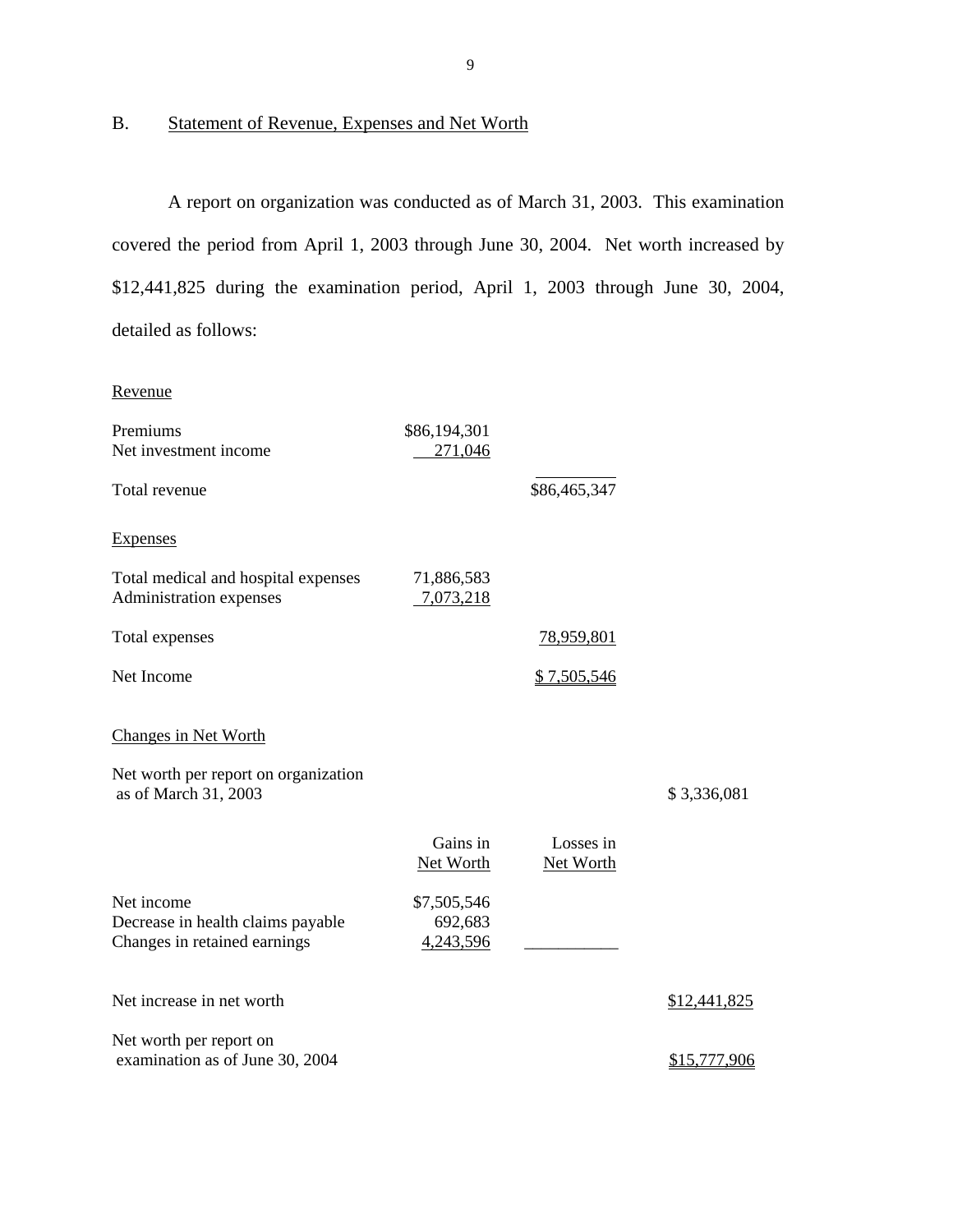## B. Statement of Revenue, Expenses and Net Worth

A report on organization was conducted as of March 31, 2003. This examination covered the period from April 1, 2003 through June 30, 2004. Net worth increased by $12,441,825 during the examination period, April 1, 2003 through June 30, 2004, detailed as follows:

| | | | |
|---|---|---|---|
| Revenue | | | |
| Premiums | $86,194,301 | | |
| Net investment income | 271,046 | | |
| Total revenue | | $86,465,347 | |
| Expenses | | | |
| Total medical and hospital expenses | 71,886,583 | | |
| Administration expenses | 7,073,218 | | |
| Total expenses | | 78,959,801 | |
| Net Income | | $ 7,505,546 | |
| Changes in Net Worth | | | |
| Net worth per report on organization as of March 31, 2003 | | | $ 3,336,081 |
| | Gains in Net Worth | Losses in Net Worth | |
| Net income | $7,505,546 | | |
| Decrease in health claims payable | 692,683 | | |
| Changes in retained earnings | 4,243,596 | | |
| Net increase in net worth | | | $12,441,825 |
| Net worth per report on examination as of June 30, 2004 | | | $15,777,906 |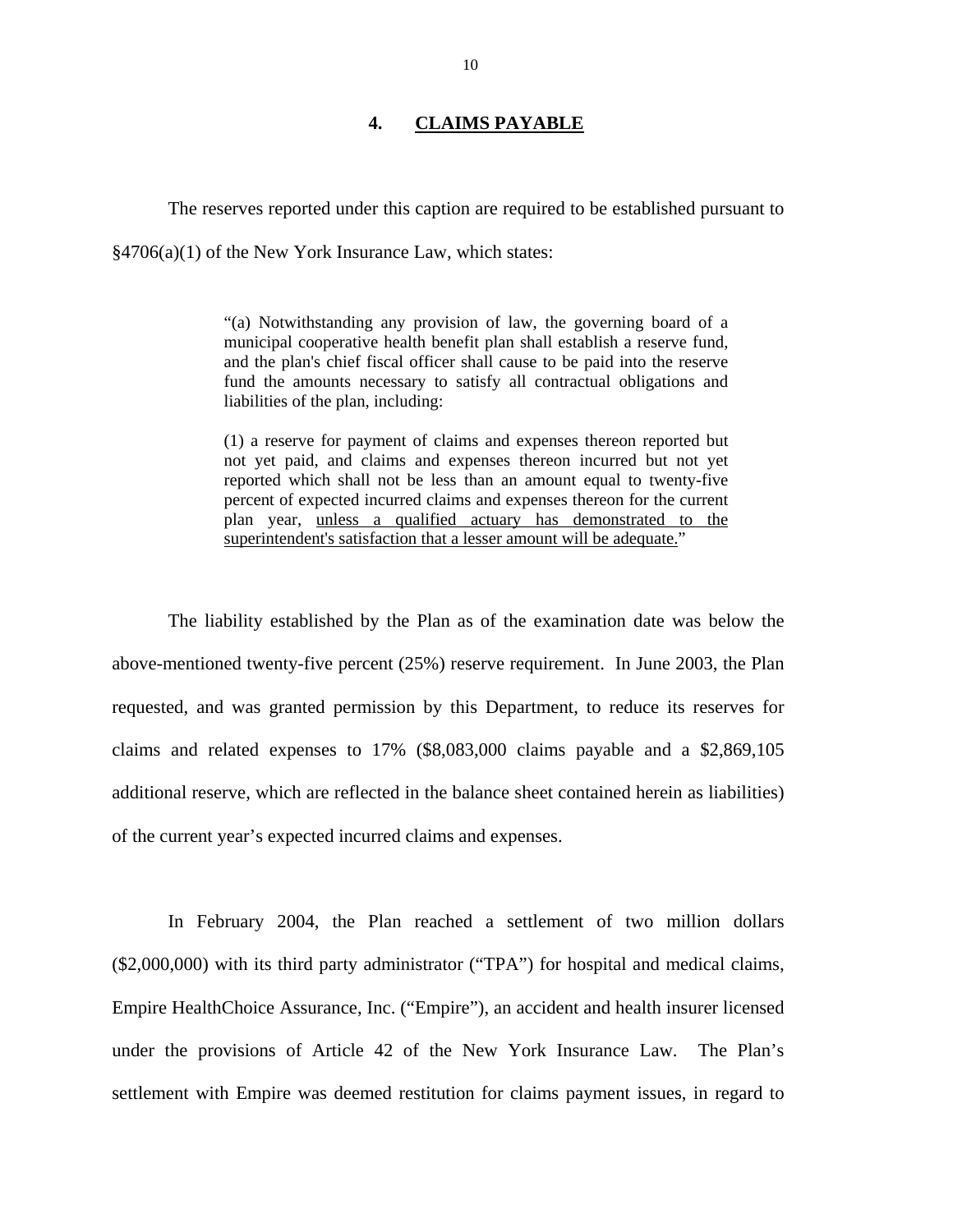## 4. **CLAIMS PAYABLE**

The reserves reported under this caption are required to be established pursuant to §4706(a)(1) of the New York Insurance Law, which states:

> "(a) Notwithstanding any provision of law, the governing board of a municipal cooperative health benefit plan shall establish a reserve fund, and the plan's chief fiscal officer shall cause to be paid into the reserve fund the amounts necessary to satisfy all contractual obligations and liabilities of the plan, including:
>
> (1) a reserve for payment of claims and expenses thereon reported but not yet paid, and claims and expenses thereon incurred but not yet reported which shall not be less than an amount equal to twenty-five percent of expected incurred claims and expenses thereon for the current plan year, <u>unless a qualified actuary has demonstrated to the superintendent's satisfaction that a lesser amount will be adequate.</u>"

The liability established by the Plan as of the examination date was below the above-mentioned twenty-five percent (25%) reserve requirement. In June 2003, the Plan requested, and was granted permission by this Department, to reduce its reserves for claims and related expenses to 17% ($8,083,000 claims payable and a $2,869,105 additional reserve, which are reflected in the balance sheet contained herein as liabilities) of the current year's expected incurred claims and expenses.

In February 2004, the Plan reached a settlement of two million dollars ($2,000,000) with its third party administrator ("TPA") for hospital and medical claims, Empire HealthChoice Assurance, Inc. ("Empire"), an accident and health insurer licensed under the provisions of Article 42 of the New York Insurance Law. The Plan's settlement with Empire was deemed restitution for claims payment issues, in regard to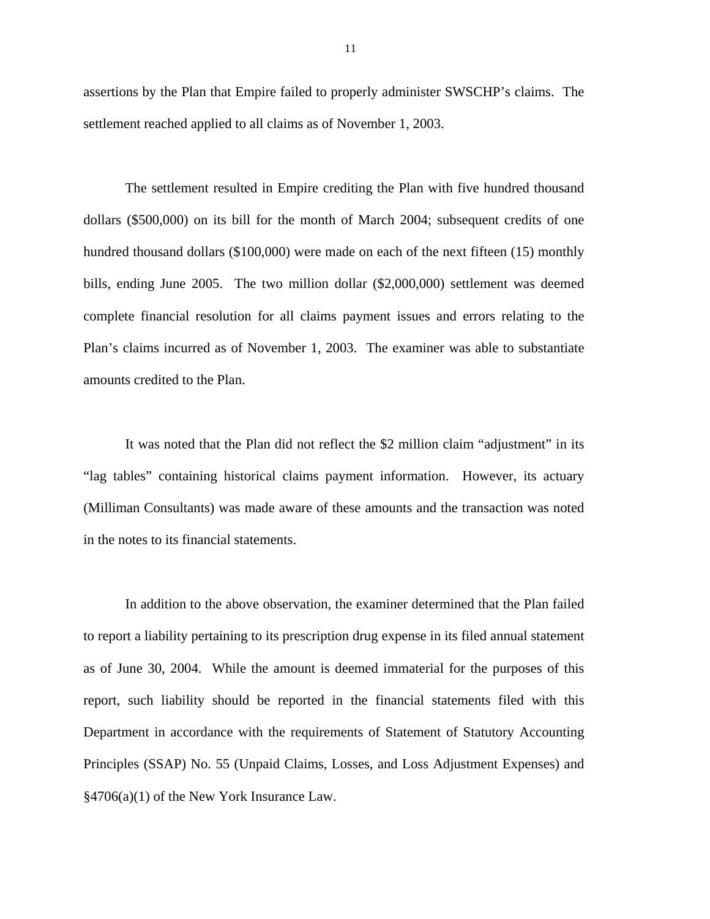assertions by the Plan that Empire failed to properly administer SWSCHP's claims. The settlement reached applied to all claims as of November 1, 2003.

The settlement resulted in Empire crediting the Plan with five hundred thousand dollars ($500,000) on its bill for the month of March 2004; subsequent credits of one hundred thousand dollars ($100,000) were made on each of the next fifteen (15) monthly bills, ending June 2005. The two million dollar ($2,000,000) settlement was deemed complete financial resolution for all claims payment issues and errors relating to the Plan's claims incurred as of November 1, 2003. The examiner was able to substantiate amounts credited to the Plan.

It was noted that the Plan did not reflect the $2 million claim "adjustment" in its "lag tables" containing historical claims payment information. However, its actuary (Milliman Consultants) was made aware of these amounts and the transaction was noted in the notes to its financial statements.

In addition to the above observation, the examiner determined that the Plan failed to report a liability pertaining to its prescription drug expense in its filed annual statement as of June 30, 2004. While the amount is deemed immaterial for the purposes of this report, such liability should be reported in the financial statements filed with this Department in accordance with the requirements of Statement of Statutory Accounting Principles (SSAP) No. 55 (Unpaid Claims, Losses, and Loss Adjustment Expenses) and §4706(a)(1) of the New York Insurance Law.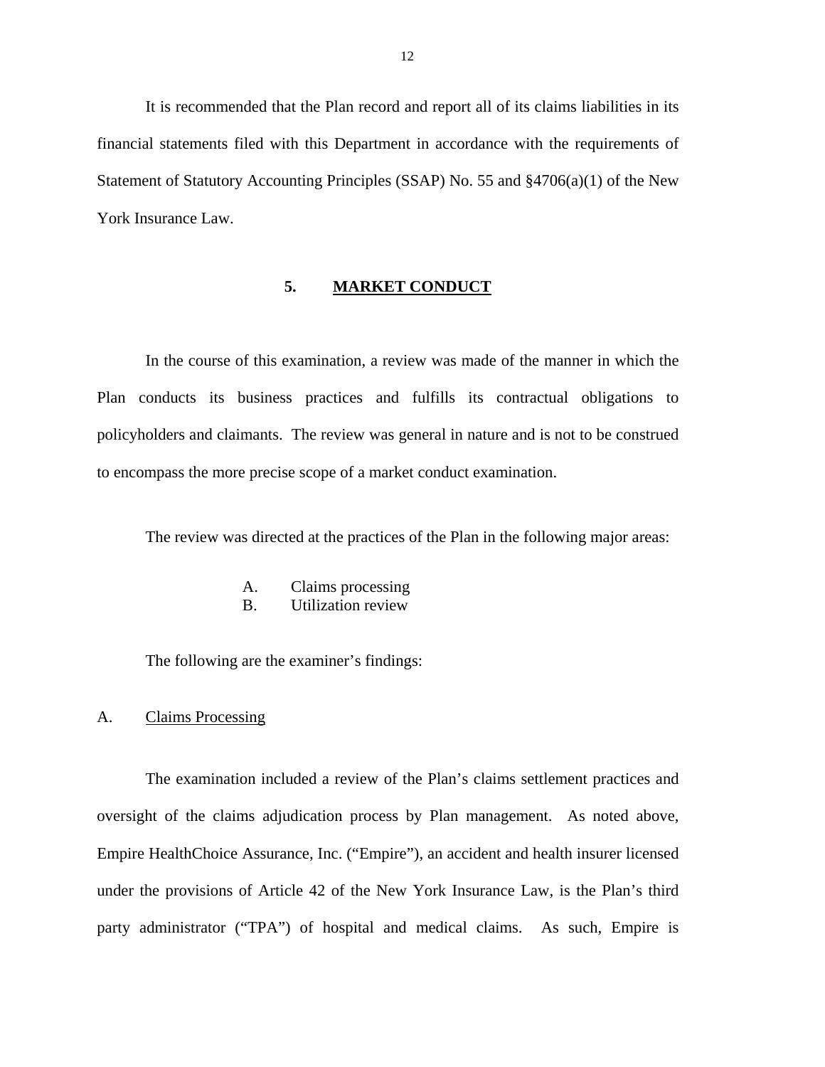It is recommended that the Plan record and report all of its claims liabilities in its financial statements filed with this Department in accordance with the requirements of Statement of Statutory Accounting Principles (SSAP) No. 55 and §4706(a)(1) of the New York Insurance Law.

## 5. MARKET CONDUCT

In the course of this examination, a review was made of the manner in which the Plan conducts its business practices and fulfills its contractual obligations to policyholders and claimants. The review was general in nature and is not to be construed to encompass the more precise scope of a market conduct examination.

The review was directed at the practices of the Plan in the following major areas:

A. Claims processing
B. Utilization review

The following are the examiner's findings:

### A. Claims Processing

The examination included a review of the Plan's claims settlement practices and oversight of the claims adjudication process by Plan management. As noted above, Empire HealthChoice Assurance, Inc. ("Empire"), an accident and health insurer licensed under the provisions of Article 42 of the New York Insurance Law, is the Plan's third party administrator ("TPA") of hospital and medical claims. As such, Empire is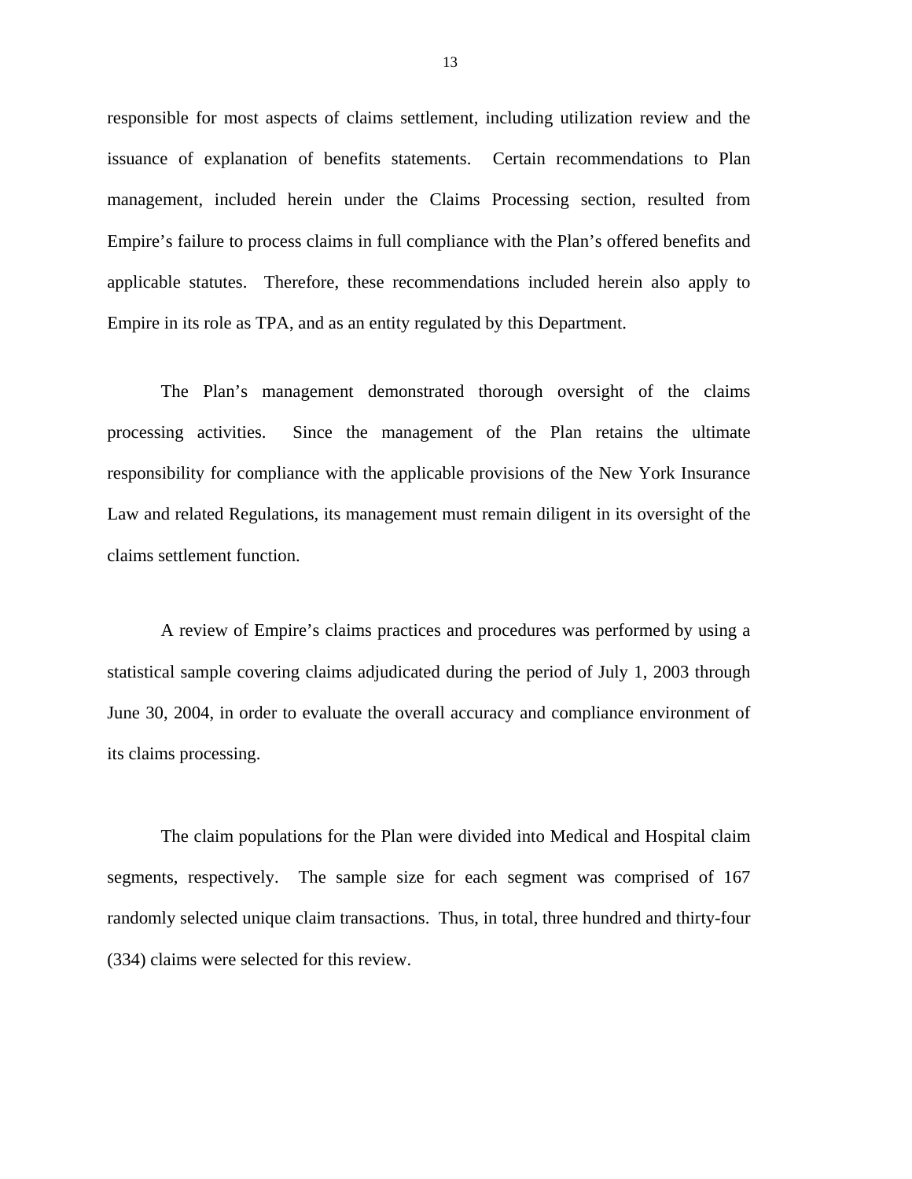responsible for most aspects of claims settlement, including utilization review and the issuance of explanation of benefits statements. Certain recommendations to Plan management, included herein under the Claims Processing section, resulted from Empire's failure to process claims in full compliance with the Plan's offered benefits and applicable statutes. Therefore, these recommendations included herein also apply to Empire in its role as TPA, and as an entity regulated by this Department.

The Plan's management demonstrated thorough oversight of the claims processing activities. Since the management of the Plan retains the ultimate responsibility for compliance with the applicable provisions of the New York Insurance Law and related Regulations, its management must remain diligent in its oversight of the claims settlement function.

A review of Empire's claims practices and procedures was performed by using a statistical sample covering claims adjudicated during the period of July 1, 2003 through June 30, 2004, in order to evaluate the overall accuracy and compliance environment of its claims processing.

The claim populations for the Plan were divided into Medical and Hospital claim segments, respectively. The sample size for each segment was comprised of 167 randomly selected unique claim transactions. Thus, in total, three hundred and thirty-four (334) claims were selected for this review.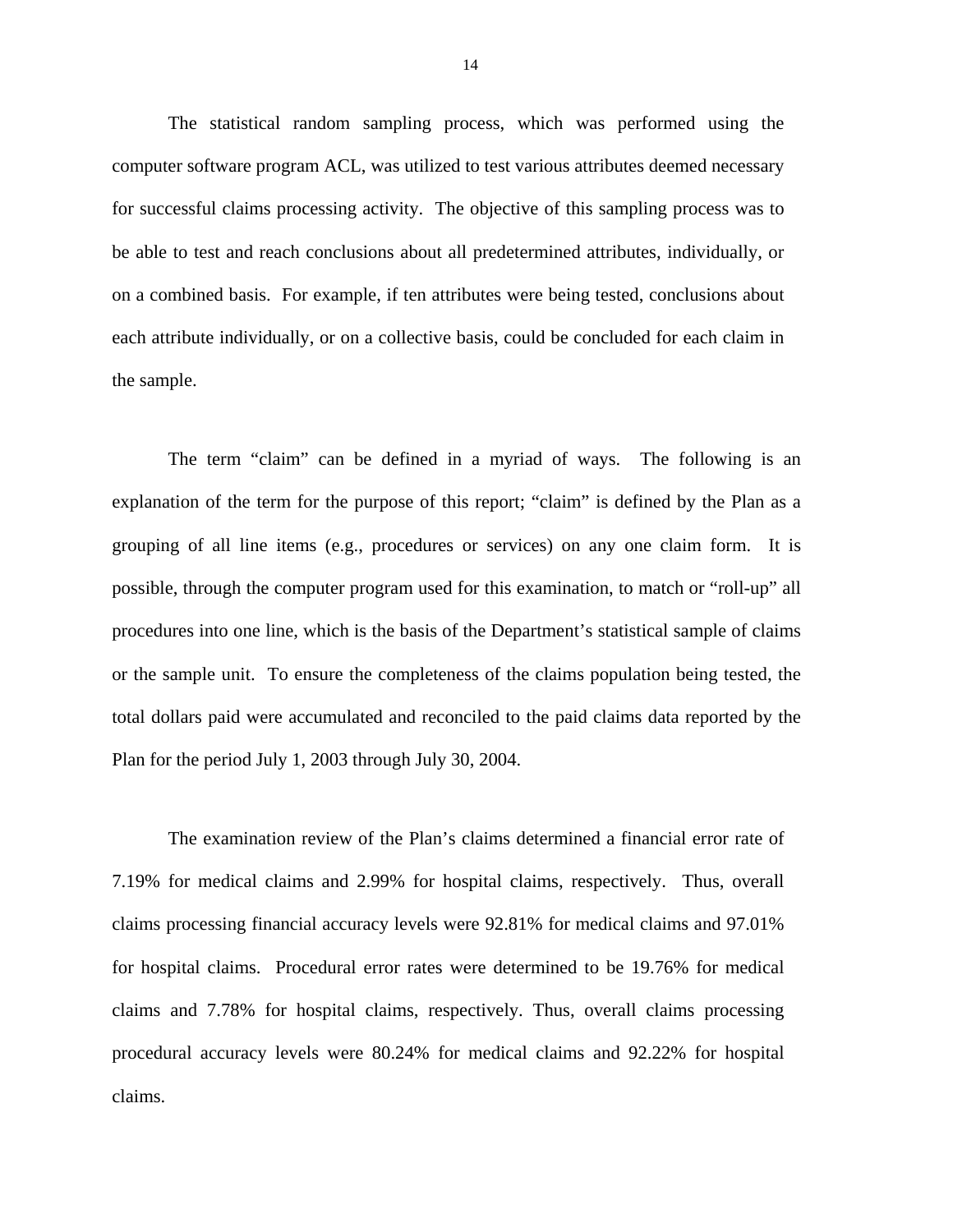The statistical random sampling process, which was performed using the computer software program ACL, was utilized to test various attributes deemed necessary for successful claims processing activity. The objective of this sampling process was to be able to test and reach conclusions about all predetermined attributes, individually, or on a combined basis. For example, if ten attributes were being tested, conclusions about each attribute individually, or on a collective basis, could be concluded for each claim in the sample.

The term "claim" can be defined in a myriad of ways. The following is an explanation of the term for the purpose of this report; "claim" is defined by the Plan as a grouping of all line items (e.g., procedures or services) on any one claim form. It is possible, through the computer program used for this examination, to match or "roll-up" all procedures into one line, which is the basis of the Department's statistical sample of claims or the sample unit. To ensure the completeness of the claims population being tested, the total dollars paid were accumulated and reconciled to the paid claims data reported by the Plan for the period July 1, 2003 through July 30, 2004.

The examination review of the Plan's claims determined a financial error rate of 7.19% for medical claims and 2.99% for hospital claims, respectively. Thus, overall claims processing financial accuracy levels were 92.81% for medical claims and 97.01% for hospital claims. Procedural error rates were determined to be 19.76% for medical claims and 7.78% for hospital claims, respectively. Thus, overall claims processing procedural accuracy levels were 80.24% for medical claims and 92.22% for hospital claims.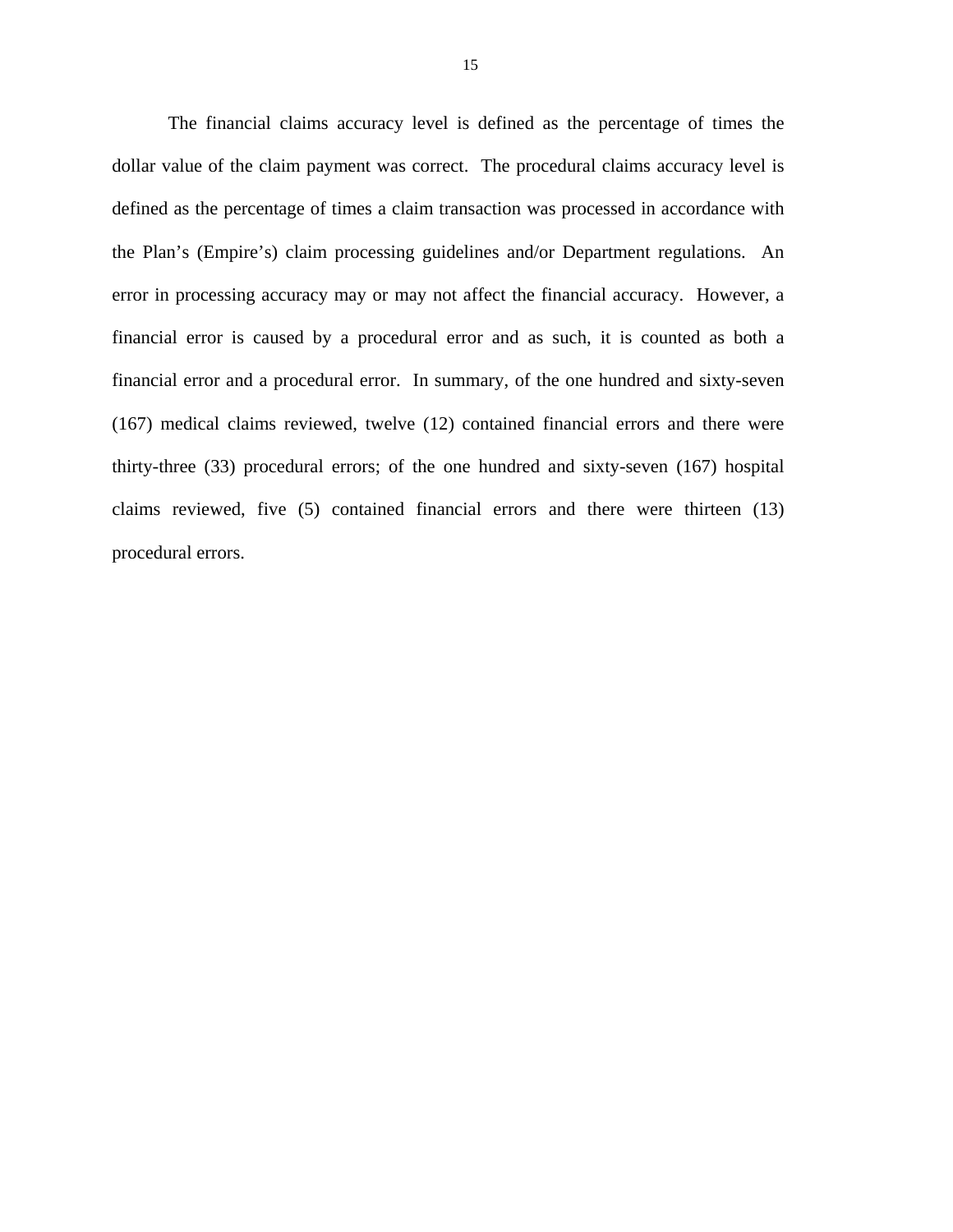The financial claims accuracy level is defined as the percentage of times the dollar value of the claim payment was correct. The procedural claims accuracy level is defined as the percentage of times a claim transaction was processed in accordance with the Plan's (Empire's) claim processing guidelines and/or Department regulations. An error in processing accuracy may or may not affect the financial accuracy. However, a financial error is caused by a procedural error and as such, it is counted as both a financial error and a procedural error. In summary, of the one hundred and sixty-seven (167) medical claims reviewed, twelve (12) contained financial errors and there were thirty-three (33) procedural errors; of the one hundred and sixty-seven (167) hospital claims reviewed, five (5) contained financial errors and there were thirteen (13) procedural errors.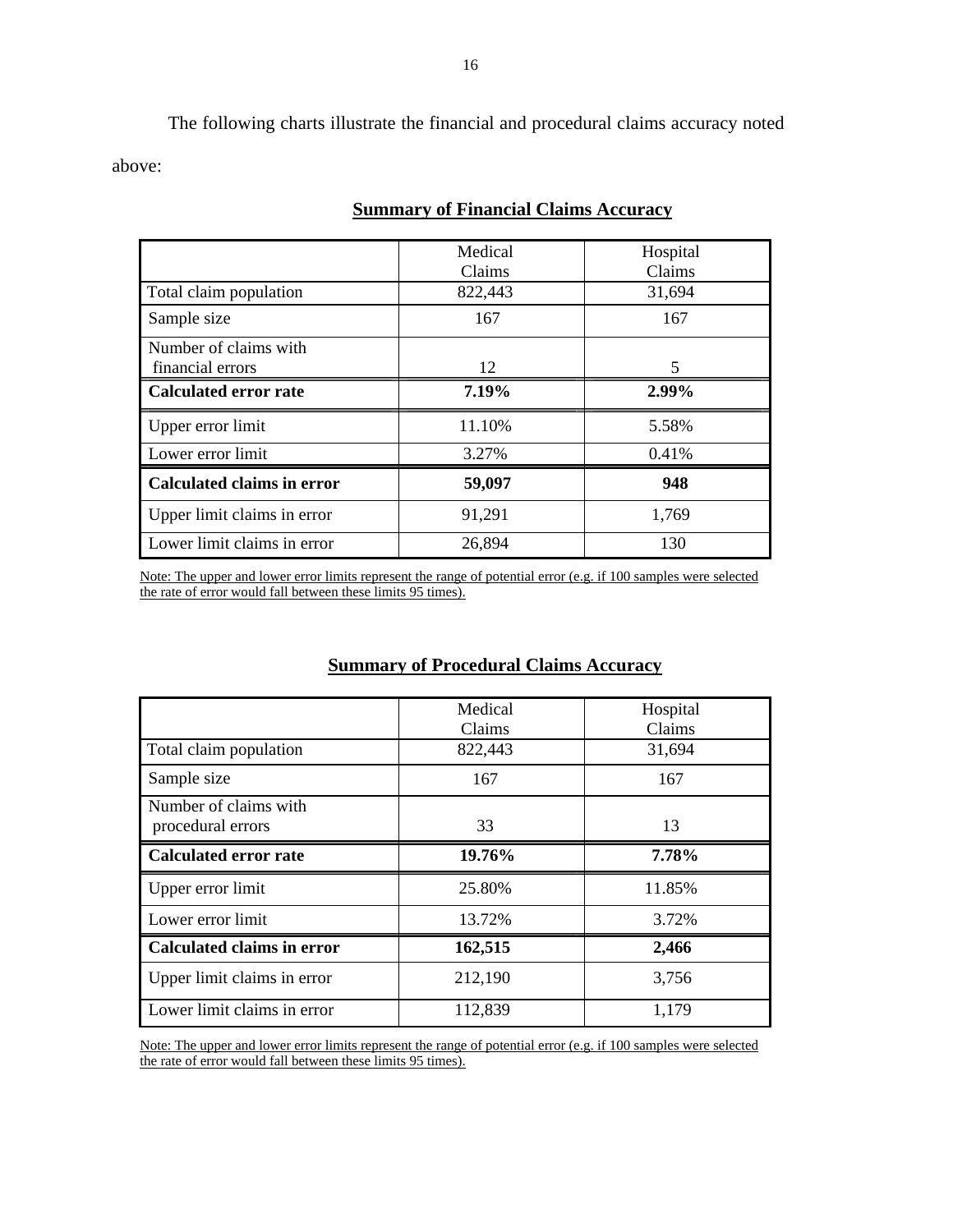The following charts illustrate the financial and procedural claims accuracy noted above:

**Summary of Financial Claims Accuracy**

| | Medical Claims | Hospital Claims |
|---|---|---|
| Total claim population | 822,443 | 31,694 |
| Sample size | 167 | 167 |
| Number of claims with financial errors | 12 | 5 |
| **Calculated error rate** | **7.19%** | **2.99%** |
| Upper error limit | 11.10% | 5.58% |
| Lower error limit | 3.27% | 0.41% |
| **Calculated claims in error** | **59,097** | **948** |
| Upper limit claims in error | 91,291 | 1,769 |
| Lower limit claims in error | 26,894 | 130 |

Note: The upper and lower error limits represent the range of potential error (e.g. if 100 samples were selected the rate of error would fall between these limits 95 times).

**Summary of Procedural Claims Accuracy**

| | Medical Claims | Hospital Claims |
|---|---|---|
| Total claim population | 822,443 | 31,694 |
| Sample size | 167 | 167 |
| Number of claims with procedural errors | 33 | 13 |
| **Calculated error rate** | **19.76%** | **7.78%** |
| Upper error limit | 25.80% | 11.85% |
| Lower error limit | 13.72% | 3.72% |
| **Calculated claims in error** | **162,515** | **2,466** |
| Upper limit claims in error | 212,190 | 3,756 |
| Lower limit claims in error | 112,839 | 1,179 |

Note: The upper and lower error limits represent the range of potential error (e.g. if 100 samples were selected the rate of error would fall between these limits 95 times).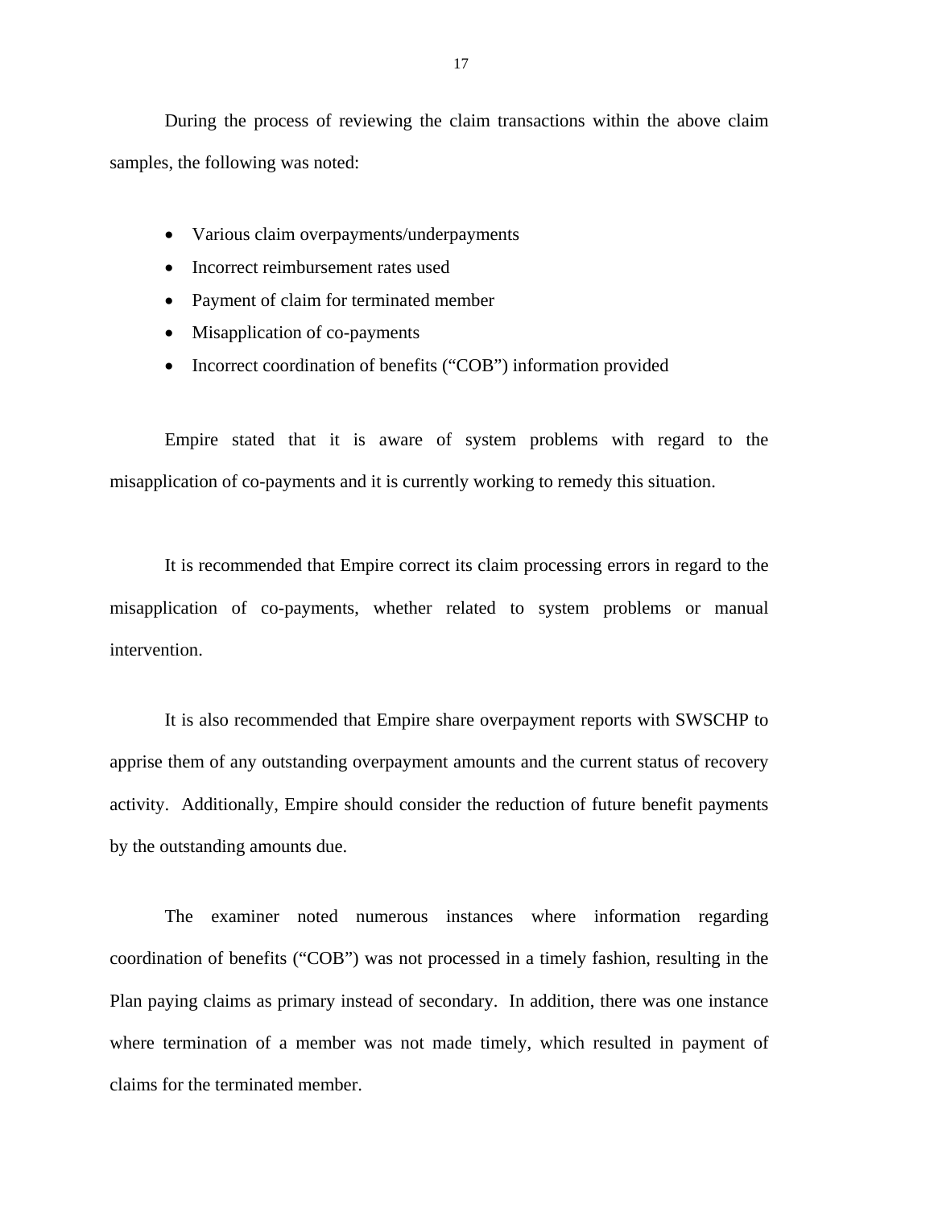During the process of reviewing the claim transactions within the above claim samples, the following was noted:

- Various claim overpayments/underpayments
- Incorrect reimbursement rates used
- Payment of claim for terminated member
- Misapplication of co-payments
- Incorrect coordination of benefits ("COB") information provided

Empire stated that it is aware of system problems with regard to the misapplication of co-payments and it is currently working to remedy this situation.

It is recommended that Empire correct its claim processing errors in regard to the misapplication of co-payments, whether related to system problems or manual intervention.

It is also recommended that Empire share overpayment reports with SWSCHP to apprise them of any outstanding overpayment amounts and the current status of recovery activity. Additionally, Empire should consider the reduction of future benefit payments by the outstanding amounts due.

The examiner noted numerous instances where information regarding coordination of benefits ("COB") was not processed in a timely fashion, resulting in the Plan paying claims as primary instead of secondary. In addition, there was one instance where termination of a member was not made timely, which resulted in payment of claims for the terminated member.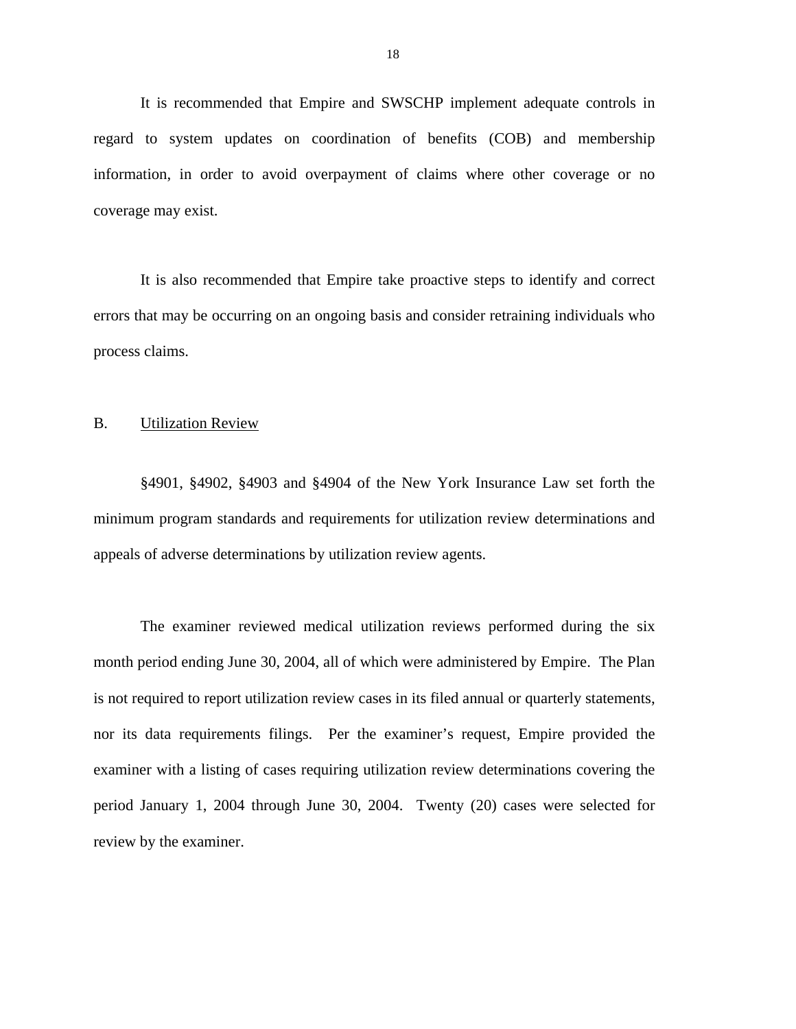It is recommended that Empire and SWSCHP implement adequate controls in regard to system updates on coordination of benefits (COB) and membership information, in order to avoid overpayment of claims where other coverage or no coverage may exist.

It is also recommended that Empire take proactive steps to identify and correct errors that may be occurring on an ongoing basis and consider retraining individuals who process claims.

## B. Utilization Review

§4901, §4902, §4903 and §4904 of the New York Insurance Law set forth the minimum program standards and requirements for utilization review determinations and appeals of adverse determinations by utilization review agents.

The examiner reviewed medical utilization reviews performed during the six month period ending June 30, 2004, all of which were administered by Empire. The Plan is not required to report utilization review cases in its filed annual or quarterly statements, nor its data requirements filings. Per the examiner's request, Empire provided the examiner with a listing of cases requiring utilization review determinations covering the period January 1, 2004 through June 30, 2004. Twenty (20) cases were selected for review by the examiner.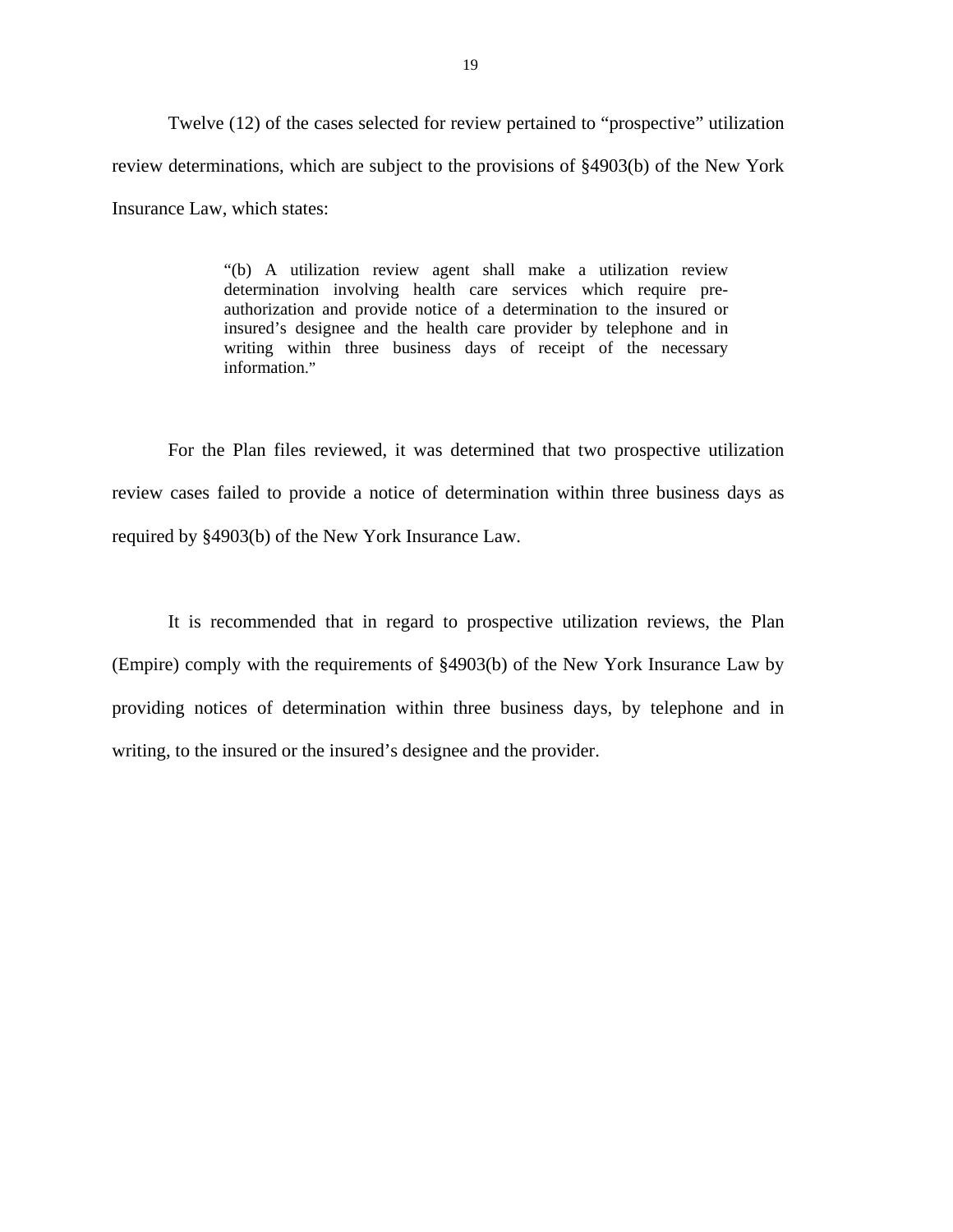Twelve (12) of the cases selected for review pertained to “prospective” utilization review determinations, which are subject to the provisions of §4903(b) of the New York Insurance Law, which states:

> “(b) A utilization review agent shall make a utilization review determination involving health care services which require pre-authorization and provide notice of a determination to the insured or insured’s designee and the health care provider by telephone and in writing within three business days of receipt of the necessary information.”

For the Plan files reviewed, it was determined that two prospective utilization review cases failed to provide a notice of determination within three business days as required by §4903(b) of the New York Insurance Law.

It is recommended that in regard to prospective utilization reviews, the Plan (Empire) comply with the requirements of §4903(b) of the New York Insurance Law by providing notices of determination within three business days, by telephone and in writing, to the insured or the insured’s designee and the provider.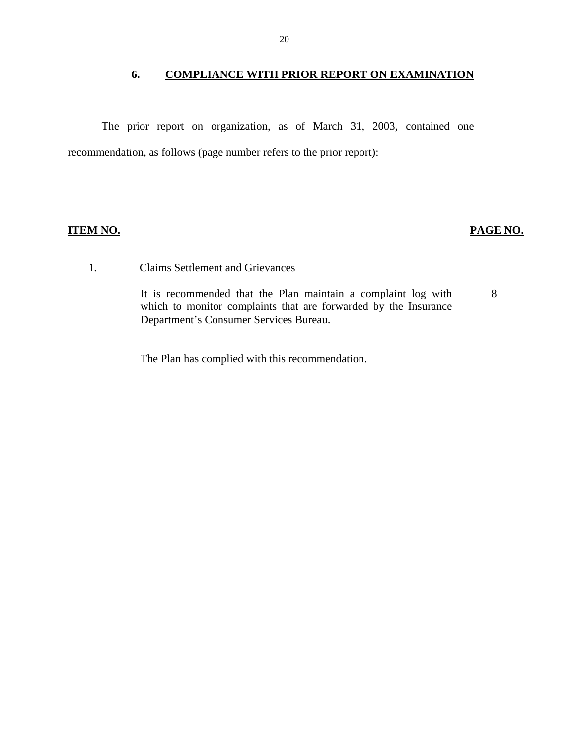## 6. COMPLIANCE WITH PRIOR REPORT ON EXAMINATION

The prior report on organization, as of March 31, 2003, contained one recommendation, as follows (page number refers to the prior report):

| ITEM NO. | | PAGE NO. |
|---|---|---|
| 1. | Claims Settlement and Grievances | |
| | It is recommended that the Plan maintain a complaint log with which to monitor complaints that are forwarded by the Insurance Department's Consumer Services Bureau. | 8 |

The Plan has complied with this recommendation.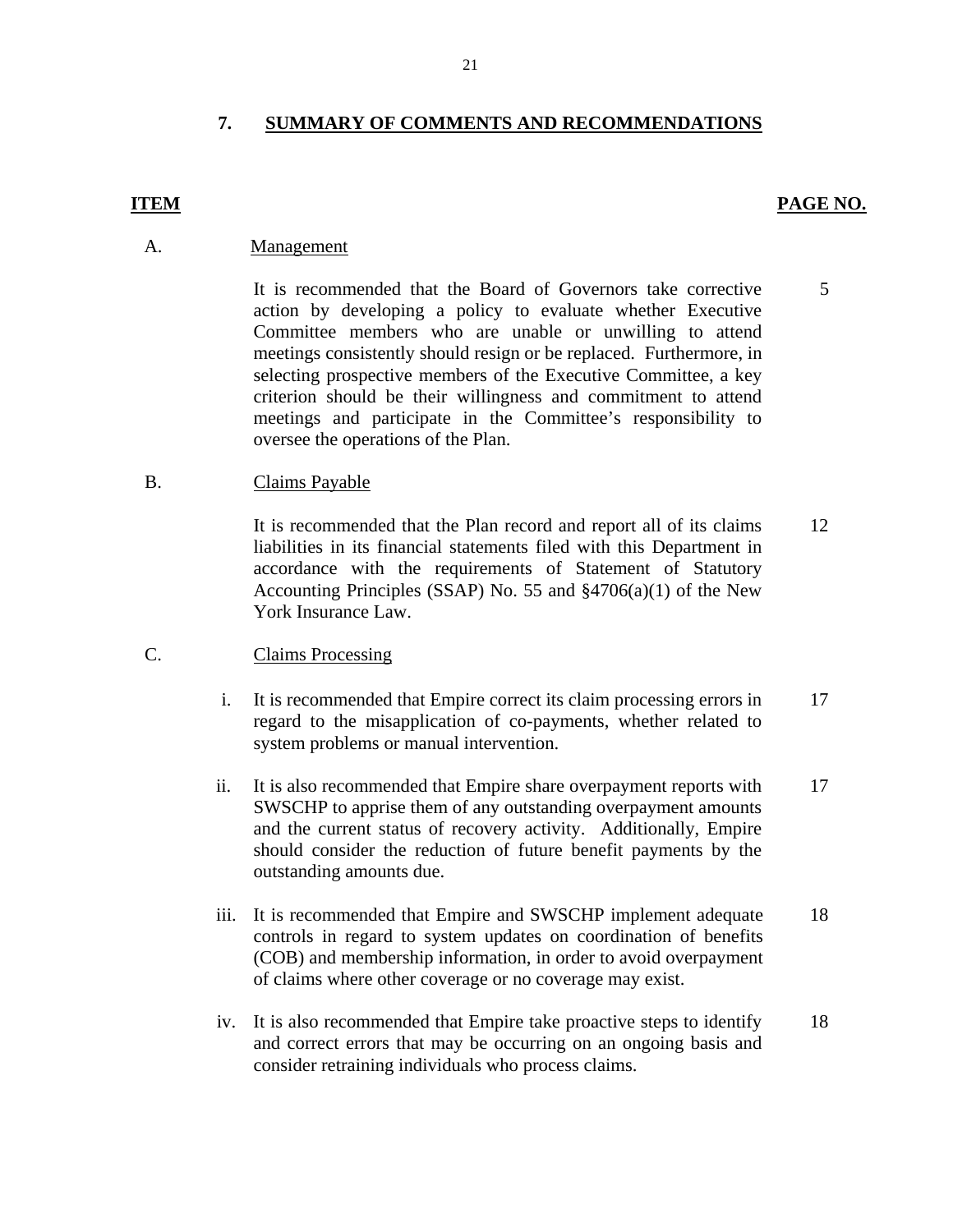## 7. SUMMARY OF COMMENTS AND RECOMMENDATIONS

| ITEM | | | PAGE NO. |
|---|---|---|---|
| A. | | Management | |
| | | It is recommended that the Board of Governors take corrective action by developing a policy to evaluate whether Executive Committee members who are unable or unwilling to attend meetings consistently should resign or be replaced. Furthermore, in selecting prospective members of the Executive Committee, a key criterion should be their willingness and commitment to attend meetings and participate in the Committee's responsibility to oversee the operations of the Plan. | 5 |
| B. | | Claims Payable | |
| | | It is recommended that the Plan record and report all of its claims liabilities in its financial statements filed with this Department in accordance with the requirements of Statement of Statutory Accounting Principles (SSAP) No. 55 and §4706(a)(1) of the New York Insurance Law. | 12 |
| C. | | Claims Processing | |
| | i. | It is recommended that Empire correct its claim processing errors in regard to the misapplication of co-payments, whether related to system problems or manual intervention. | 17 |
| | ii. | It is also recommended that Empire share overpayment reports with SWSCHP to apprise them of any outstanding overpayment amounts and the current status of recovery activity. Additionally, Empire should consider the reduction of future benefit payments by the outstanding amounts due. | 17 |
| | iii. | It is recommended that Empire and SWSCHP implement adequate controls in regard to system updates on coordination of benefits (COB) and membership information, in order to avoid overpayment of claims where other coverage or no coverage may exist. | 18 |
| | iv. | It is also recommended that Empire take proactive steps to identify and correct errors that may be occurring on an ongoing basis and consider retraining individuals who process claims. | 18 |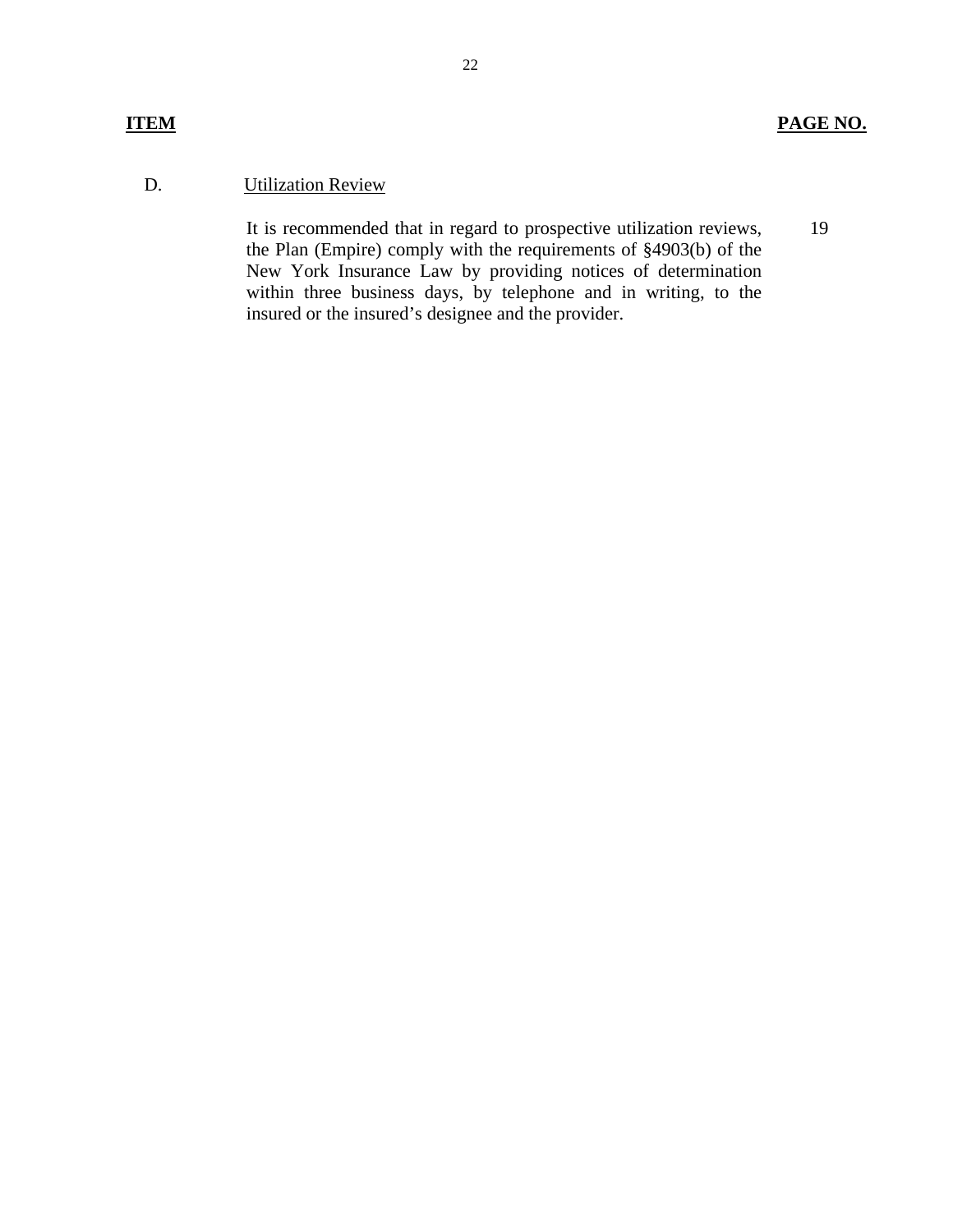| ITEM | | PAGE NO. |
|---|---|---|
| D. | Utilization Review | |
| | It is recommended that in regard to prospective utilization reviews, the Plan (Empire) comply with the requirements of §4903(b) of the New York Insurance Law by providing notices of determination within three business days, by telephone and in writing, to the insured or the insured's designee and the provider. | 19 |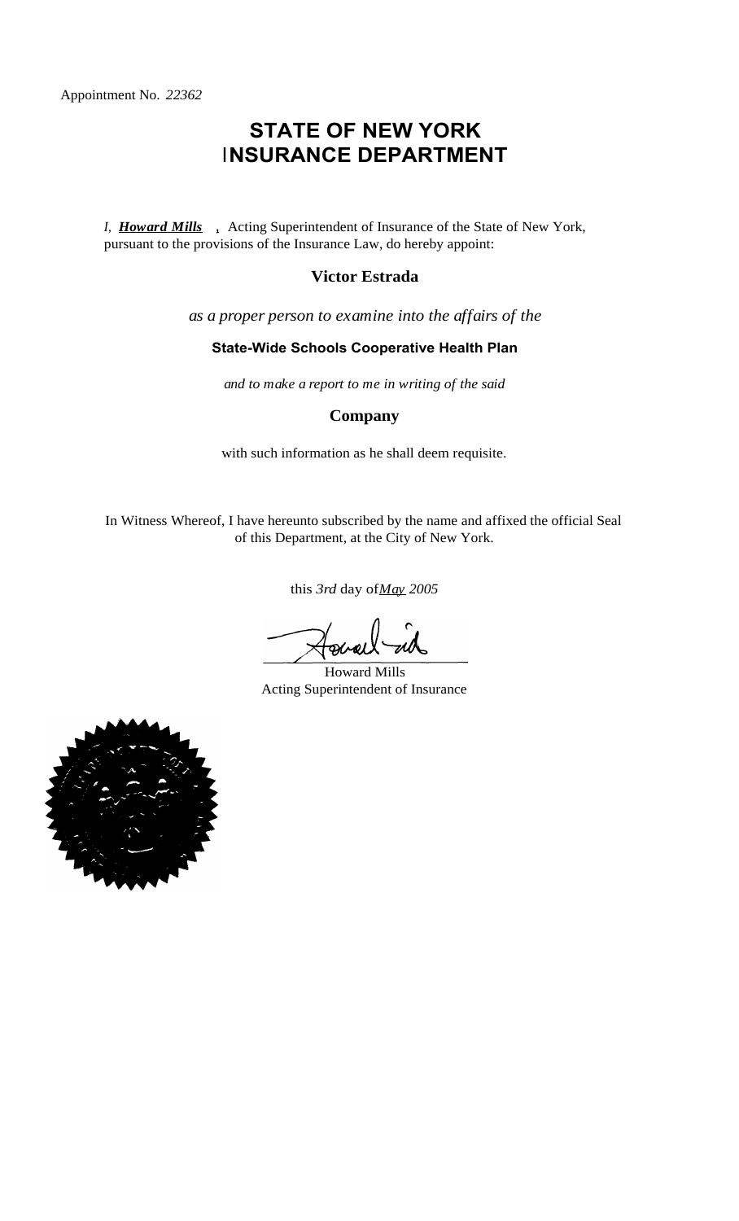Appointment No. *22362*

# STATE OF NEW YORK
# INSURANCE DEPARTMENT

*I, **Howard Mills***, Acting Superintendent of Insurance of the State of New York, pursuant to the provisions of the Insurance Law, do hereby appoint:

**Victor Estrada**

*as a proper person to examine into the affairs of the*

**State-Wide Schools Cooperative Health Plan**

*and to make a report to me in writing of the said*

**Company**

with such information as he shall deem requisite.

In Witness Whereof, I have hereunto subscribed by the name and affixed the official Seal of this Department, at the City of New York.

this *3rd* day of *May 2005*

Howard Mills
Acting Superintendent of Insurance